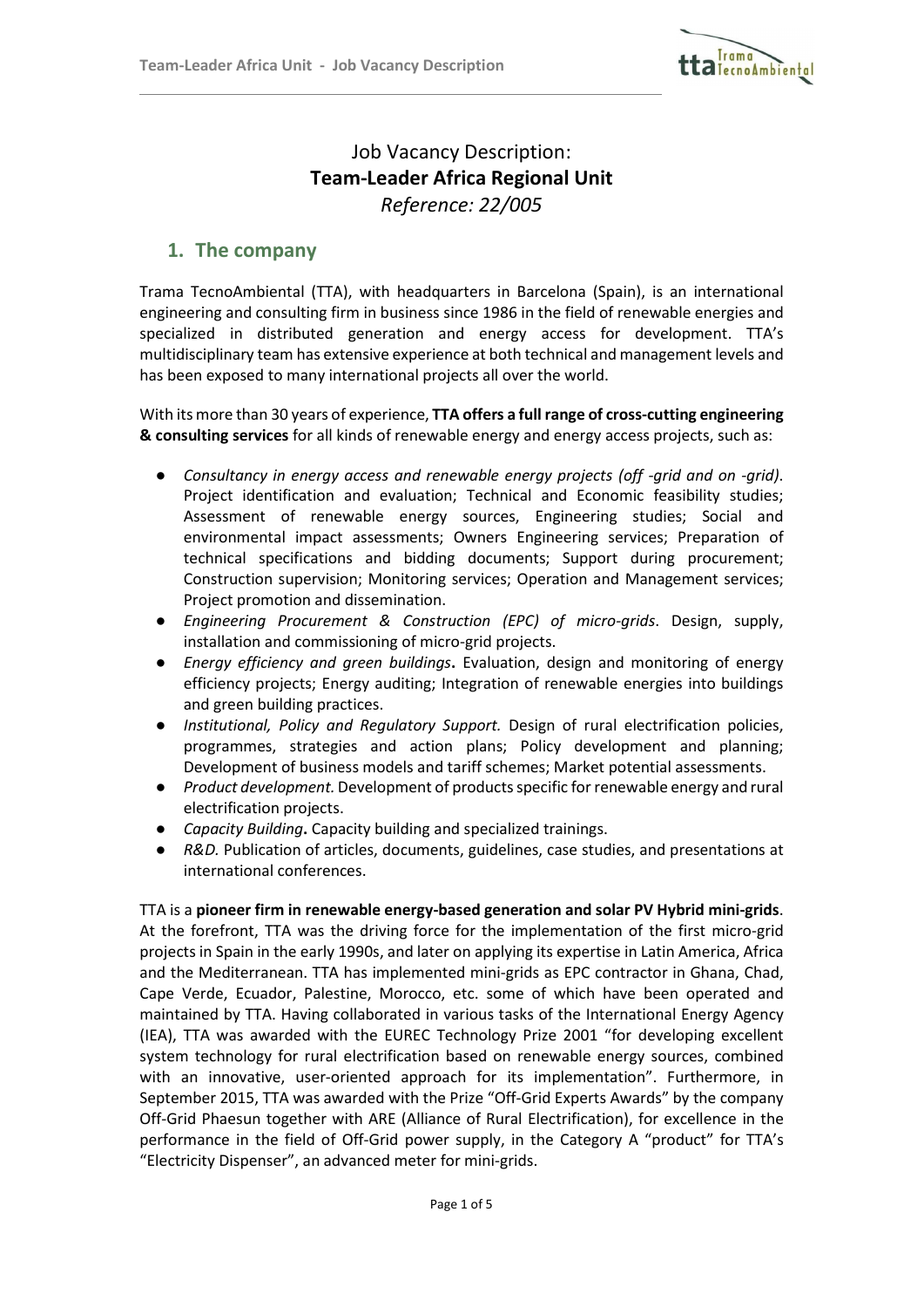# Job Vacancy Description:
# **Team-Leader Africa Regional Unit**
*Reference: 22/005*

## 1. The company

Trama TecnoAmbiental (TTA), with headquarters in Barcelona (Spain), is an international engineering and consulting firm in business since 1986 in the field of renewable energies and specialized in distributed generation and energy access for development. TTA's multidisciplinary team has extensive experience at both technical and management levels and has been exposed to many international projects all over the world.

With its more than 30 years of experience, **TTA offers a full range of cross-cutting engineering & consulting services** for all kinds of renewable energy and energy access projects, such as:

- *Consultancy in energy access and renewable energy projects (off -grid and on -grid)*. Project identification and evaluation; Technical and Economic feasibility studies; Assessment of renewable energy sources, Engineering studies; Social and environmental impact assessments; Owners Engineering services; Preparation of technical specifications and bidding documents; Support during procurement; Construction supervision; Monitoring services; Operation and Management services; Project promotion and dissemination.
- *Engineering Procurement & Construction (EPC) of micro-grids*. Design, supply, installation and commissioning of micro-grid projects.
- *Energy efficiency and green buildings***.** Evaluation, design and monitoring of energy efficiency projects; Energy auditing; Integration of renewable energies into buildings and green building practices.
- *Institutional, Policy and Regulatory Support.* Design of rural electrification policies, programmes, strategies and action plans; Policy development and planning; Development of business models and tariff schemes; Market potential assessments.
- *Product development.* Development of products specific for renewable energy and rural electrification projects.
- *Capacity Building***.** Capacity building and specialized trainings.
- *R&D.* Publication of articles, documents, guidelines, case studies, and presentations at international conferences.

TTA is a **pioneer firm in renewable energy-based generation and solar PV Hybrid mini-grids**. At the forefront, TTA was the driving force for the implementation of the first micro-grid projects in Spain in the early 1990s, and later on applying its expertise in Latin America, Africa and the Mediterranean. TTA has implemented mini-grids as EPC contractor in Ghana, Chad, Cape Verde, Ecuador, Palestine, Morocco, etc. some of which have been operated and maintained by TTA. Having collaborated in various tasks of the International Energy Agency (IEA), TTA was awarded with the EUREC Technology Prize 2001 "for developing excellent system technology for rural electrification based on renewable energy sources, combined with an innovative, user-oriented approach for its implementation". Furthermore, in September 2015, TTA was awarded with the Prize "Off-Grid Experts Awards" by the company Off-Grid Phaesun together with ARE (Alliance of Rural Electrification), for excellence in the performance in the field of Off-Grid power supply, in the Category A "product" for TTA's "Electricity Dispenser", an advanced meter for mini-grids.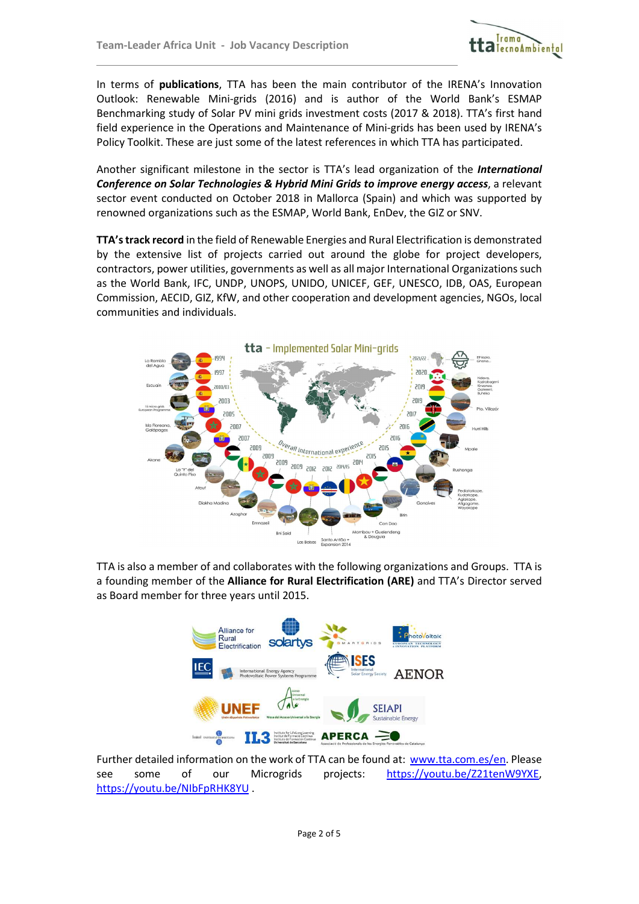In terms of **publications**, TTA has been the main contributor of the IRENA's Innovation Outlook: Renewable Mini-grids (2016) and is author of the World Bank's ESMAP Benchmarking study of Solar PV mini grids investment costs (2017 & 2018). TTA's first hand field experience in the Operations and Maintenance of Mini-grids has been used by IRENA's Policy Toolkit. These are just some of the latest references in which TTA has participated.

Another significant milestone in the sector is TTA's lead organization of the ***International Conference on Solar Technologies & Hybrid Mini Grids to improve energy access***, a relevant sector event conducted on October 2018 in Mallorca (Spain) and which was supported by renowned organizations such as the ESMAP, World Bank, EnDev, the GIZ or SNV.

**TTA's track record** in the field of Renewable Energies and Rural Electrification is demonstrated by the extensive list of projects carried out around the globe for project developers, contractors, power utilities, governments as well as all major International Organizations such as the World Bank, IFC, UNDP, UNOPS, UNIDO, UNICEF, GEF, UNESCO, IDB, OAS, European Commission, AECID, GIZ, KfW, and other cooperation and development agencies, NGOs, local communities and individuals.

TTA is also a member of and collaborates with the following organizations and Groups. TTA is a founding member of the **Alliance for Rural Electrification (ARE)** and TTA's Director served as Board member for three years until 2015.

Further detailed information on the work of TTA can be found at: [www.tta.com.es/en](www.tta.com.es/en). Please see some of our Micrigrids projects: [https://youtu.be/Z21tenW9YXE](https://youtu.be/Z21tenW9YXE), [https://youtu.be/NIbFpRHK8YU](https://youtu.be/NIbFpRHK8YU) .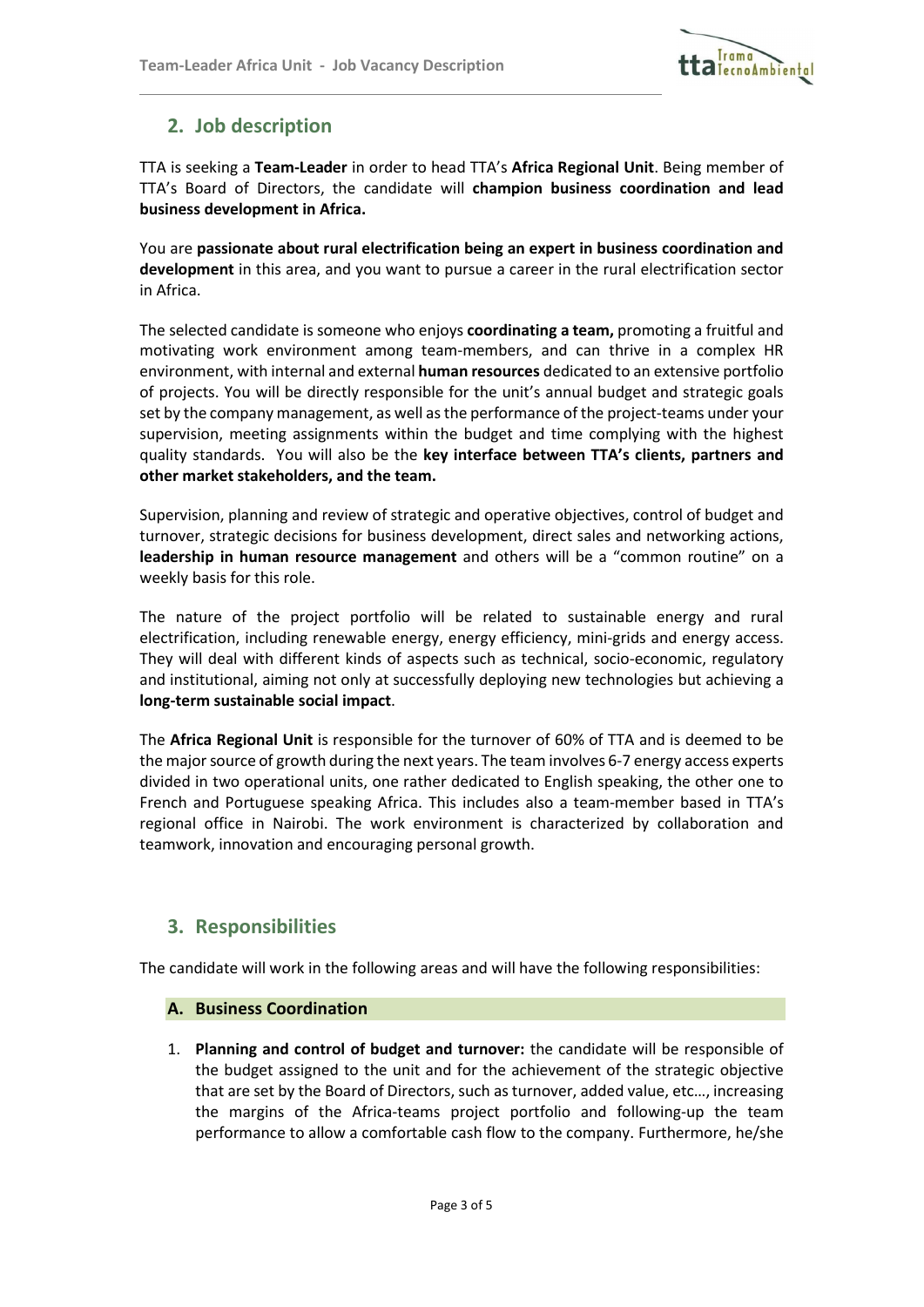## 2. Job description

TTA is seeking a **Team-Leader** in order to head TTA's **Africa Regional Unit**. Being member of TTA's Board of Directors, the candidate will **champion business coordination and lead business development in Africa.**

You are **passionate about rural electrification being an expert in business coordination and development** in this area, and you want to pursue a career in the rural electrification sector in Africa.

The selected candidate is someone who enjoys **coordinating a team,** promoting a fruitful and motivating work environment among team-members, and can thrive in a complex HR environment, with internal and external **human resources** dedicated to an extensive portfolio of projects. You will be directly responsible for the unit's annual budget and strategic goals set by the company management, as well as the performance of the project-teams under your supervision, meeting assignments within the budget and time complying with the highest quality standards. You will also be the **key interface between TTA's clients, partners and other market stakeholders, and the team.**

Supervision, planning and review of strategic and operative objectives, control of budget and turnover, strategic decisions for business development, direct sales and networking actions, **leadership in human resource management** and others will be a "common routine" on a weekly basis for this role.

The nature of the project portfolio will be related to sustainable energy and rural electrification, including renewable energy, energy efficiency, mini-grids and energy access. They will deal with different kinds of aspects such as technical, socio-economic, regulatory and institutional, aiming not only at successfully deploying new technologies but achieving a **long-term sustainable social impact**.

The **Africa Regional Unit** is responsible for the turnover of 60% of TTA and is deemed to be the major source of growth during the next years. The team involves 6-7 energy access experts divided in two operational units, one rather dedicated to English speaking, the other one to French and Portuguese speaking Africa. This includes also a team-member based in TTA's regional office in Nairobi. The work environment is characterized by collaboration and teamwork, innovation and encouraging personal growth.

## 3. Responsibilities

The candidate will work in the following areas and will have the following responsibilities:

### A. Business Coordination

1. **Planning and control of budget and turnover:** the candidate will be responsible of the budget assigned to the unit and for the achievement of the strategic objective that are set by the Board of Directors, such as turnover, added value, etc..., increasing the margins of the Africa-teams project portfolio and following-up the team performance to allow a comfortable cash flow to the company. Furthermore, he/she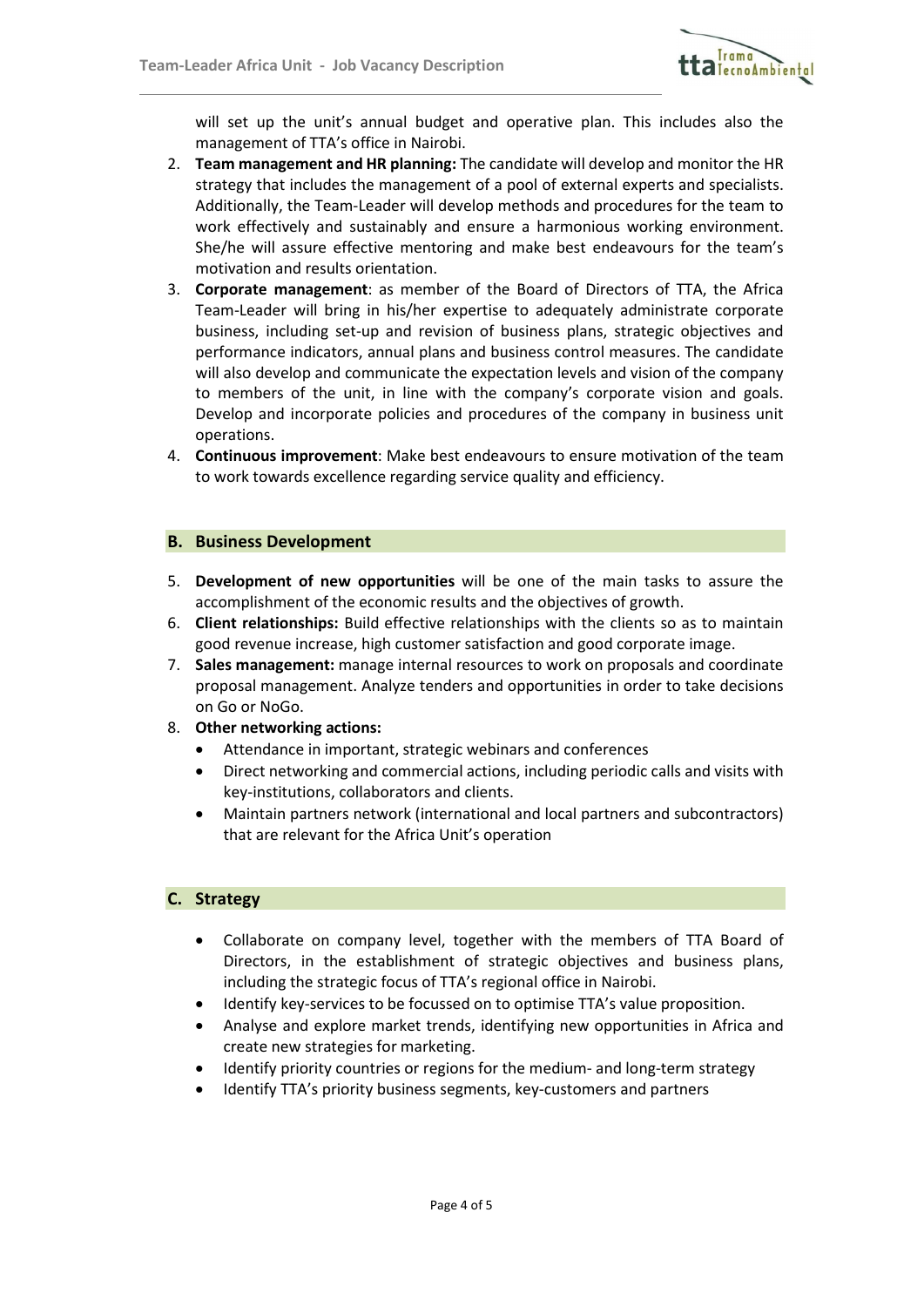will set up the unit's annual budget and operative plan. This includes also the management of TTA's office in Nairobi.

2. **Team management and HR planning:** The candidate will develop and monitor the HR strategy that includes the management of a pool of external experts and specialists. Additionally, the Team-Leader will develop methods and procedures for the team to work effectively and sustainably and ensure a harmonious working environment. She/he will assure effective mentoring and make best endeavours for the team's motivation and results orientation.
3. **Corporate management**: as member of the Board of Directors of TTA, the Africa Team-Leader will bring in his/her expertise to adequately administrate corporate business, including set-up and revision of business plans, strategic objectives and performance indicators, annual plans and business control measures. The candidate will also develop and communicate the expectation levels and vision of the company to members of the unit, in line with the company's corporate vision and goals. Develop and incorporate policies and procedures of the company in business unit operations.
4. **Continuous improvement**: Make best endeavours to ensure motivation of the team to work towards excellence regarding service quality and efficiency.

## B. Business Development

5. **Development of new opportunities** will be one of the main tasks to assure the accomplishment of the economic results and the objectives of growth.
6. **Client relationships:** Build effective relationships with the clients so as to maintain good revenue increase, high customer satisfaction and good corporate image.
7. **Sales management:** manage internal resources to work on proposals and coordinate proposal management. Analyze tenders and opportunities in order to take decisions on Go or NoGo.
8. **Other networking actions:**
   - Attendance in important, strategic webinars and conferences
   - Direct networking and commercial actions, including periodic calls and visits with key-institutions, collaborators and clients.
   - Maintain partners network (international and local partners and subcontractors) that are relevant for the Africa Unit's operation

## C. Strategy

- Collaborate on company level, together with the members of TTA Board of Directors, in the establishment of strategic objectives and business plans, including the strategic focus of TTA's regional office in Nairobi.
- Identify key-services to be focussed on to optimise TTA's value proposition.
- Analyse and explore market trends, identifying new opportunities in Africa and create new strategies for marketing.
- Identify priority countries or regions for the medium- and long-term strategy
- Identify TTA's priority business segments, key-customers and partners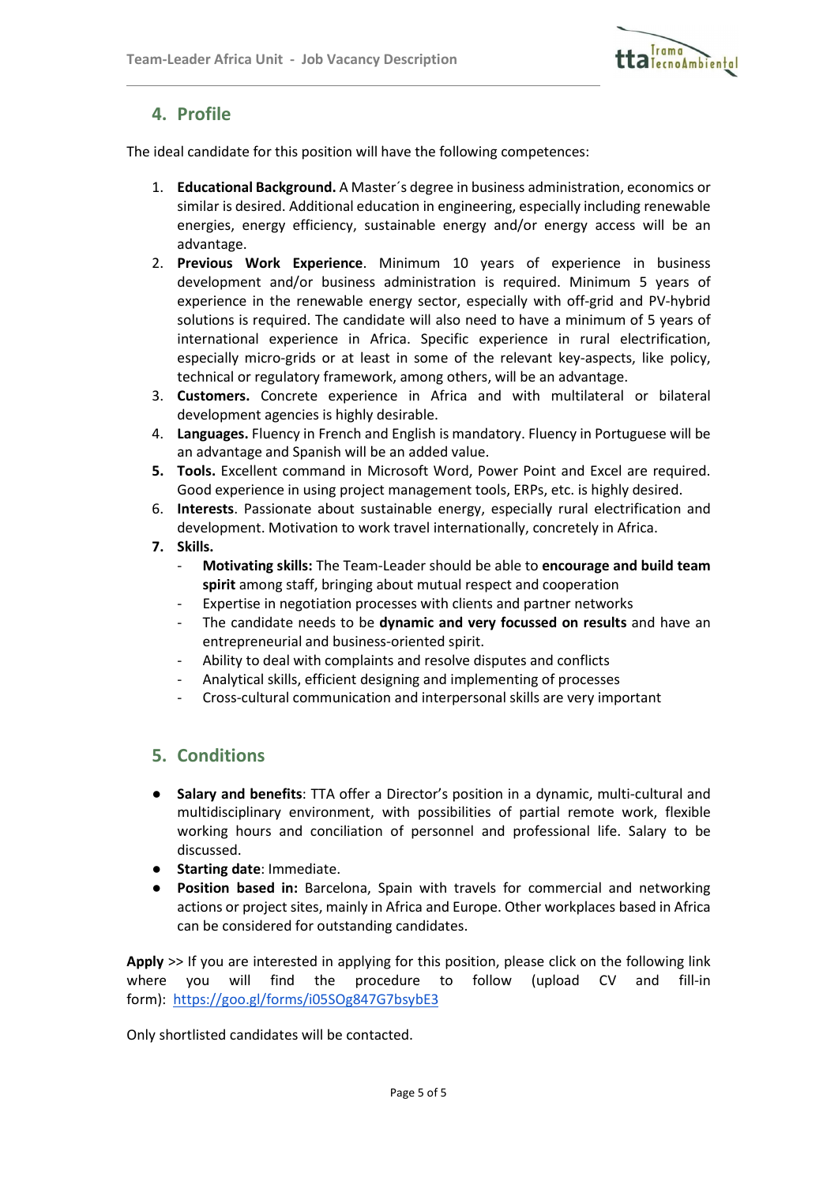## 4. Profile

The ideal candidate for this position will have the following competences:

1. **Educational Background.** A Master´s degree in business administration, economics or similar is desired. Additional education in engineering, especially including renewable energies, energy efficiency, sustainable energy and/or energy access will be an advantage.
2. **Previous Work Experience**. Minimum 10 years of experience in business development and/or business administration is required. Minimum 5 years of experience in the renewable energy sector, especially with off-grid and PV-hybrid solutions is required. The candidate will also need to have a minimum of 5 years of international experience in Africa. Specific experience in rural electrification, especially micro-grids or at least in some of the relevant key-aspects, like policy, technical or regulatory framework, among others, will be an advantage.
3. **Customers.** Concrete experience in Africa and with multilateral or bilateral development agencies is highly desirable.
4. **Languages.** Fluency in French and English is mandatory. Fluency in Portuguese will be an advantage and Spanish will be an added value.
5. **Tools.** Excellent command in Microsoft Word, Power Point and Excel are required. Good experience in using project management tools, ERPs, etc. is highly desired.
6. **Interests**. Passionate about sustainable energy, especially rural electrification and development. Motivation to work travel internationally, concretely in Africa.
7. **Skills.**
   - **Motivating skills:** The Team-Leader should be able to **encourage and build team spirit** among staff, bringing about mutual respect and cooperation
   - Expertise in negotiation processes with clients and partner networks
   - The candidate needs to be **dynamic and very focussed on results** and have an entrepreneurial and business-oriented spirit.
   - Ability to deal with complaints and resolve disputes and conflicts
   - Analytical skills, efficient designing and implementing of processes
   - Cross-cultural communication and interpersonal skills are very important

## 5. Conditions

- **Salary and benefits**: TTA offer a Director's position in a dynamic, multi-cultural and multidisciplinary environment, with possibilities of partial remote work, flexible working hours and conciliation of personnel and professional life. Salary to be discussed.
- **Starting date**: Immediate.
- **Position based in:** Barcelona, Spain with travels for commercial and networking actions or project sites, mainly in Africa and Europe. Other workplaces based in Africa can be considered for outstanding candidates.

**Apply** >> If you are interested in applying for this position, please click on the following link where you will find the procedure to follow (upload CV and fill-in form): https://goo.gl/forms/i05SOg847G7bsybE3

Only shortlisted candidates will be contacted.